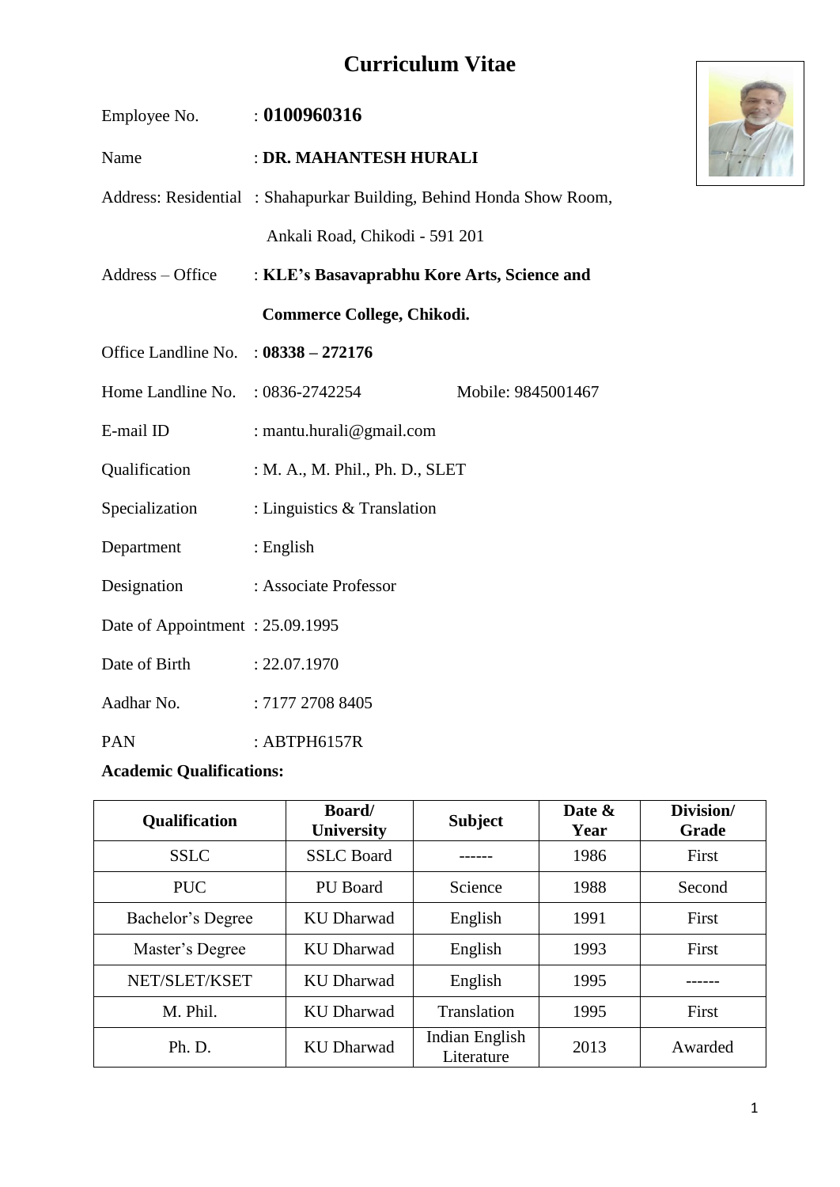# Curriculum Vitae

Employee No. : **0100960316**

Name : **DR. MAHANTESH HURALI**

Address: Residential : Shahapurkar Building, Behind Honda Show Room, Ankali Road, Chikodi - 591 201

Address – Office : **KLE's Basavaprabhu Kore Arts, Science and Commerce College, Chikodi.**

Office Landline No. : **08338 – 272176**

Home Landline No. : 0836-2742254 Mobile: 9845001467

E-mail ID : mantu.hurali@gmail.com

Qualification : M. A., M. Phil., Ph. D., SLET

Specialization : Linguistics & Translation

Department : English

Designation : Associate Professor

Date of Appointment : 25.09.1995

Date of Birth : 22.07.1970

Aadhar No. : 7177 2708 8405

PAN : ABTPH6157R

**Academic Qualifications:**

| Qualification | Board/ University | Subject | Date & Year | Division/ Grade |
|---|---|---|---|---|
| SSLC | SSLC Board | ------ | 1986 | First |
| PUC | PU Board | Science | 1988 | Second |
| Bachelor's Degree | KU Dharwad | English | 1991 | First |
| Master's Degree | KU Dharwad | English | 1993 | First |
| NET/SLET/KSET | KU Dharwad | English | 1995 | ------ |
| M. Phil. | KU Dharwad | Translation | 1995 | First |
| Ph. D. | KU Dharwad | Indian English Literature | 2013 | Awarded |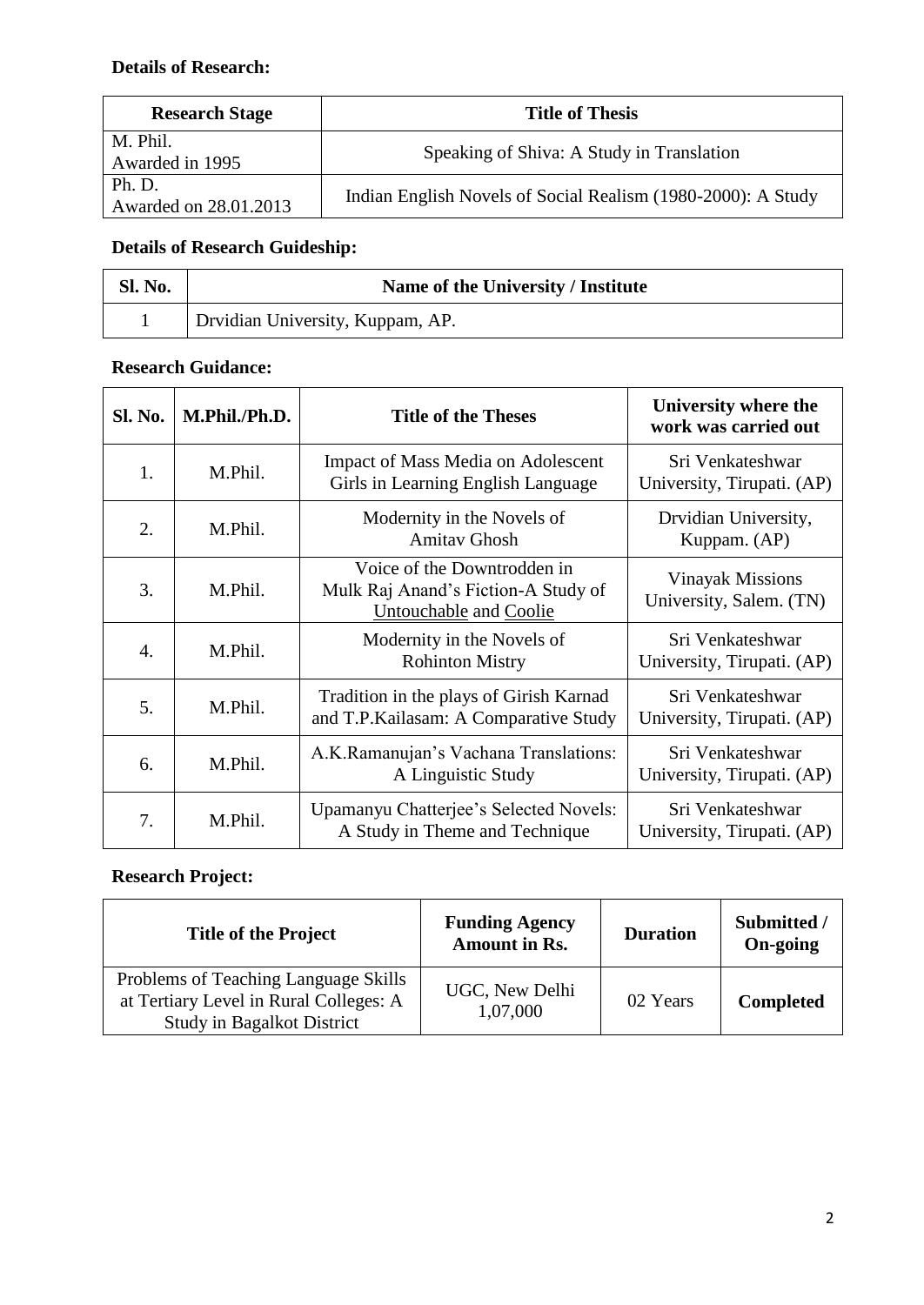**Details of Research:**

| Research Stage | Title of Thesis |
|---|---|
| M. Phil. Awarded in 1995 | Speaking of Shiva: A Study in Translation |
| Ph. D. Awarded on 28.01.2013 | Indian English Novels of Social Realism (1980-2000): A Study |

**Details of Research Guideship:**

| Sl. No. | Name of the University / Institute |
|---|---|
| 1 | Drvidian University, Kuppam, AP. |

**Research Guidance:**

| Sl. No. | M.Phil./Ph.D. | Title of the Theses | University where the work was carried out |
|---|---|---|---|
| 1. | M.Phil. | Impact of Mass Media on Adolescent Girls in Learning English Language | Sri Venkateshwar University, Tirupati. (AP) |
| 2. | M.Phil. | Modernity in the Novels of Amitav Ghosh | Drvidian University, Kuppam. (AP) |
| 3. | M.Phil. | Voice of the Downtrodden in Mulk Raj Anand's Fiction-A Study of Untouchable and Coolie | Vinayak Missions University, Salem. (TN) |
| 4. | M.Phil. | Modernity in the Novels of Rohinton Mistry | Sri Venkateshwar University, Tirupati. (AP) |
| 5. | M.Phil. | Tradition in the plays of Girish Karnad and T.P.Kailasam: A Comparative Study | Sri Venkateshwar University, Tirupati. (AP) |
| 6. | M.Phil. | A.K.Ramanujan's Vachana Translations: A Linguistic Study | Sri Venkateshwar University, Tirupati. (AP) |
| 7. | M.Phil. | Upamanyu Chatterjee's Selected Novels: A Study in Theme and Technique | Sri Venkateshwar University, Tirupati. (AP) |

**Research Project:**

| Title of the Project | Funding Agency Amount in Rs. | Duration | Submitted / On-going |
|---|---|---|---|
| Problems of Teaching Language Skills at Tertiary Level in Rural Colleges: A Study in Bagalkot District | UGC, New Delhi 1,07,000 | 02 Years | **Completed** |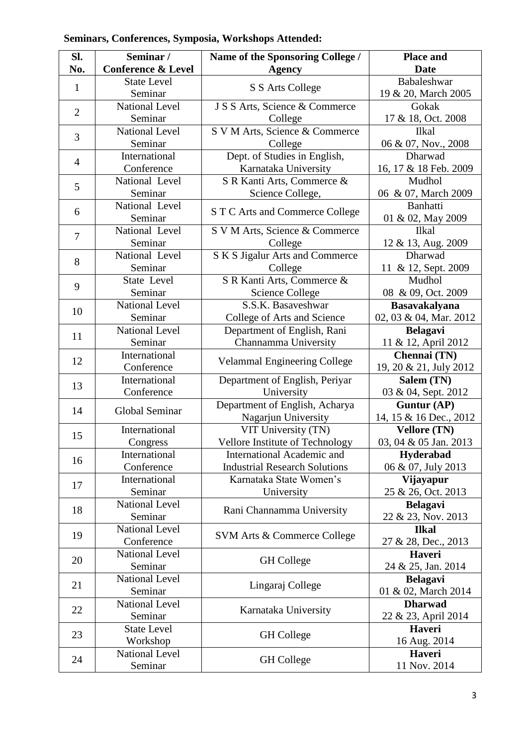**Seminars, Conferences, Symposia, Workshops Attended:**

| Sl. No. | Seminar / Conference & Level | Name of the Sponsoring College / Agency | Place and Date |
|---|---|---|---|
| 1 | State Level Seminar | S S Arts College | Babaleshwar 19 & 20, March 2005 |
| 2 | National Level Seminar | J S S Arts, Science & Commerce College | Gokak 17 & 18, Oct. 2008 |
| 3 | National Level Seminar | S V M Arts, Science & Commerce College | Ilkal 06 & 07, Nov., 2008 |
| 4 | International Conference | Dept. of Studies in English, Karnataka University | Dharwad 16, 17 & 18 Feb. 2009 |
| 5 | National Level Seminar | S R Kanti Arts, Commerce & Science College, | Mudhol 06 & 07, March 2009 |
| 6 | National Level Seminar | S T C Arts and Commerce College | Banhatti 01 & 02, May 2009 |
| 7 | National Level Seminar | S V M Arts, Science & Commerce College | Ilkal 12 & 13, Aug. 2009 |
| 8 | National Level Seminar | S K S Jigalur Arts and Commerce College | Dharwad 11 & 12, Sept. 2009 |
| 9 | State Level Seminar | S R Kanti Arts, Commerce & Science College | Mudhol 08 & 09, Oct. 2009 |
| 10 | National Level Seminar | S.S.K. Basaveshwar College of Arts and Science | **Basavakalyana** 02, 03 & 04, Mar. 2012 |
| 11 | National Level Seminar | Department of English, Rani Channamma University | **Belagavi** 11 & 12, April 2012 |
| 12 | International Conference | Velammal Engineering College | **Chennai (TN)** 19, 20 & 21, July 2012 |
| 13 | International Conference | Department of English, Periyar University | **Salem (TN)** 03 & 04, Sept. 2012 |
| 14 | Global Seminar | Department of English, Acharya Nagarjun University | **Guntur (AP)** 14, 15 & 16 Dec., 2012 |
| 15 | International Congress | VIT University (TN) Vellore Institute of Technology | **Vellore (TN)** 03, 04 & 05 Jan. 2013 |
| 16 | International Conference | International Academic and Industrial Research Solutions | **Hyderabad** 06 & 07, July 2013 |
| 17 | International Seminar | Karnataka State Women's University | **Vijayapur** 25 & 26, Oct. 2013 |
| 18 | National Level Seminar | Rani Channamma University | **Belagavi** 22 & 23, Nov. 2013 |
| 19 | National Level Conference | SVM Arts & Commerce College | **Ilkal** 27 & 28, Dec., 2013 |
| 20 | National Level Seminar | GH College | **Haveri** 24 & 25, Jan. 2014 |
| 21 | National Level Seminar | Lingaraj College | **Belagavi** 01 & 02, March 2014 |
| 22 | National Level Seminar | Karnataka University | **Dharwad** 22 & 23, April 2014 |
| 23 | State Level Workshop | GH College | **Haveri** 16 Aug. 2014 |
| 24 | National Level Seminar | GH College | **Haveri** 11 Nov. 2014 |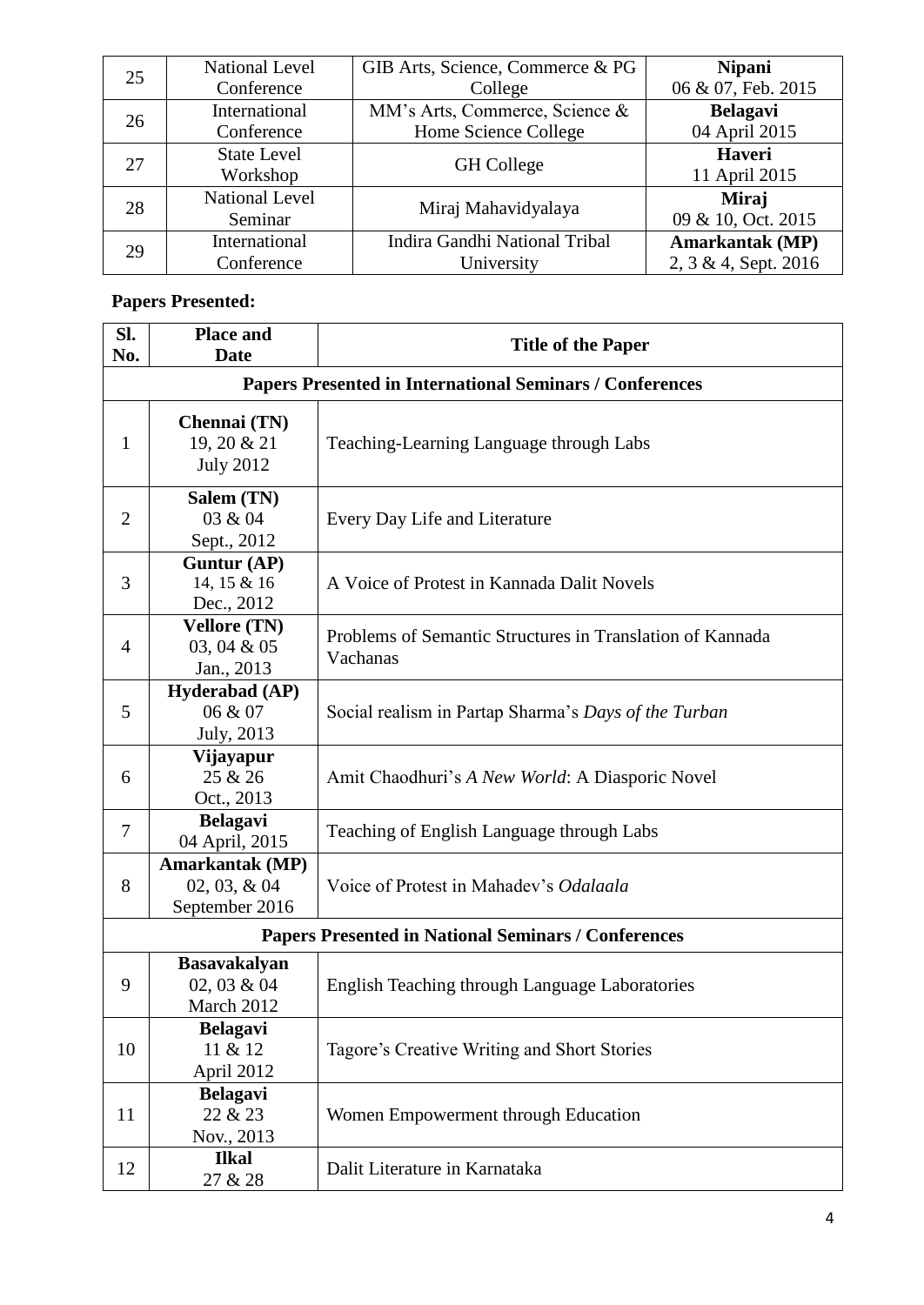| 25 | National Level Conference | GIB Arts, Science, Commerce & PG College | **Nipani** 06 & 07, Feb. 2015 |
|---|---|---|---|
| 26 | International Conference | MM's Arts, Commerce, Science & Home Science College | **Belagavi** 04 April 2015 |
| 27 | State Level Workshop | GH College | **Haveri** 11 April 2015 |
| 28 | National Level Seminar | Miraj Mahavidyalaya | **Miraj** 09 & 10, Oct. 2015 |
| 29 | International Conference | Indira Gandhi National Tribal University | **Amarkantak (MP)** 2, 3 & 4, Sept. 2016 |

**Papers Presented:**

| Sl. No. | Place and Date | Title of the Paper |
|---|---|---|
| **Papers Presented in International Seminars / Conferences** | | |
| 1 | **Chennai (TN)** 19, 20 & 21 July 2012 | Teaching-Learning Language through Labs |
| 2 | **Salem (TN)** 03 & 04 Sept., 2012 | Every Day Life and Literature |
| 3 | **Guntur (AP)** 14, 15 & 16 Dec., 2012 | A Voice of Protest in Kannada Dalit Novels |
| 4 | **Vellore (TN)** 03, 04 & 05 Jan., 2013 | Problems of Semantic Structures in Translation of Kannada Vachanas |
| 5 | **Hyderabad (AP)** 06 & 07 July, 2013 | Social realism in Partap Sharma's *Days of the Turban* |
| 6 | **Vijayapur** 25 & 26 Oct., 2013 | Amit Chaodhuri's *A New World*: A Diasporic Novel |
| 7 | **Belagavi** 04 April, 2015 | Teaching of English Language through Labs |
| 8 | **Amarkantak (MP)** 02, 03, & 04 September 2016 | Voice of Protest in Mahadev's *Odalaala* |
| **Papers Presented in National Seminars / Conferences** | | |
| 9 | **Basavakalyan** 02, 03 & 04 March 2012 | English Teaching through Language Laboratories |
| 10 | **Belagavi** 11 & 12 April 2012 | Tagore's Creative Writing and Short Stories |
| 11 | **Belagavi** 22 & 23 Nov., 2013 | Women Empowerment through Education |
| 12 | **Ilkal** 27 & 28 | Dalit Literature in Karnataka |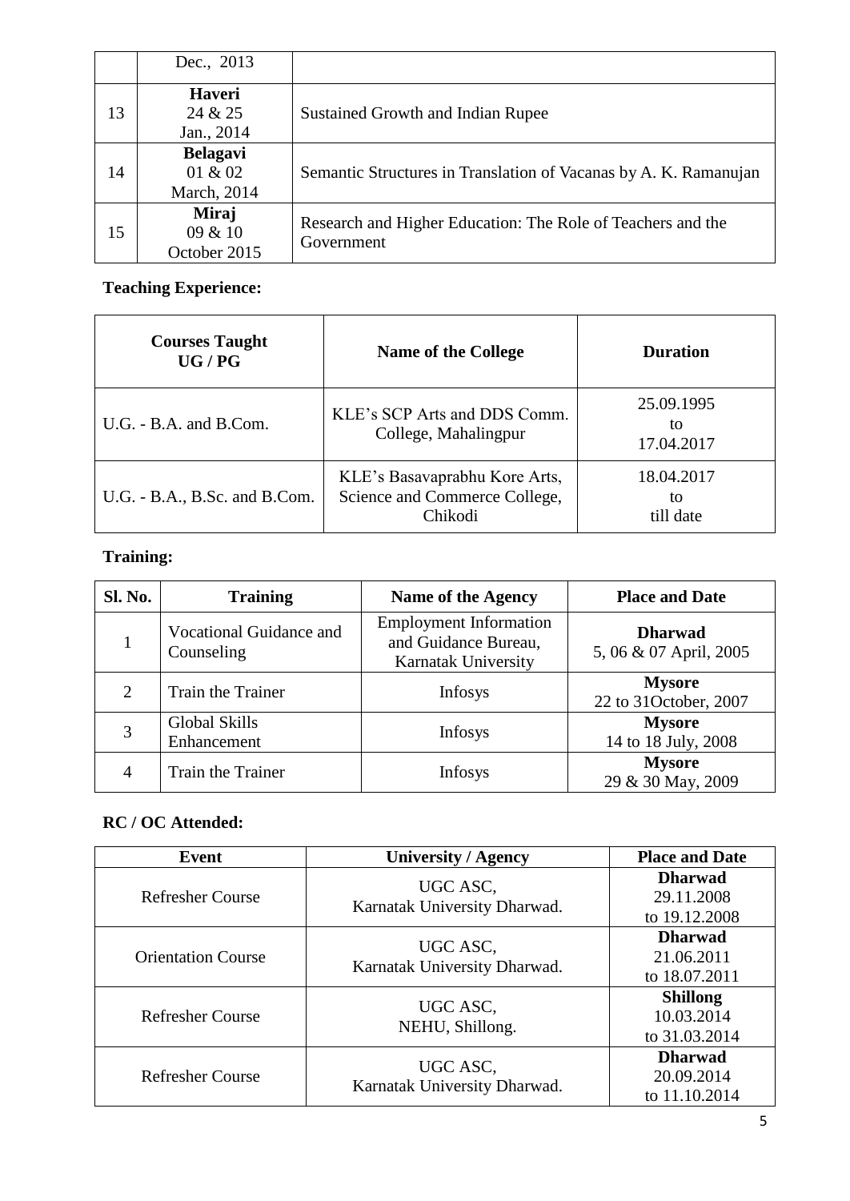| | | |
|---|---|---|
| | Dec., 2013 | |
| 13 | **Haveri** 24 & 25 Jan., 2014 | Sustained Growth and Indian Rupee |
| 14 | **Belagavi** 01 & 02 March, 2014 | Semantic Structures in Translation of Vacanas by A. K. Ramanujan |
| 15 | **Miraj** 09 & 10 October 2015 | Research and Higher Education: The Role of Teachers and the Government |

**Teaching Experience:**

| Courses Taught UG / PG | Name of the College | Duration |
|---|---|---|
| U.G. - B.A. and B.Com. | KLE's SCP Arts and DDS Comm. College, Mahalingpur | 25.09.1995 to 17.04.2017 |
| U.G. - B.A., B.Sc. and B.Com. | KLE's Basavaprabhu Kore Arts, Science and Commerce College, Chikodi | 18.04.2017 to till date |

**Training:**

| Sl. No. | Training | Name of the Agency | Place and Date |
|---|---|---|---|
| 1 | Vocational Guidance and Counseling | Employment Information and Guidance Bureau, Karnatak University | **Dharwad** 5, 06 & 07 April, 2005 |
| 2 | Train the Trainer | Infosys | **Mysore** 22 to 31October, 2007 |
| 3 | Global Skills Enhancement | Infosys | **Mysore** 14 to 18 July, 2008 |
| 4 | Train the Trainer | Infosys | **Mysore** 29 & 30 May, 2009 |

**RC / OC Attended:**

| Event | University / Agency | Place and Date |
|---|---|---|
| Refresher Course | UGC ASC, Karnatak University Dharwad. | **Dharwad** 29.11.2008 to 19.12.2008 |
| Orientation Course | UGC ASC, Karnatak University Dharwad. | **Dharwad** 21.06.2011 to 18.07.2011 |
| Refresher Course | UGC ASC, NEHU, Shillong. | **Shillong** 10.03.2014 to 31.03.2014 |
| Refresher Course | UGC ASC, Karnatak University Dharwad. | **Dharwad** 20.09.2014 to 11.10.2014 |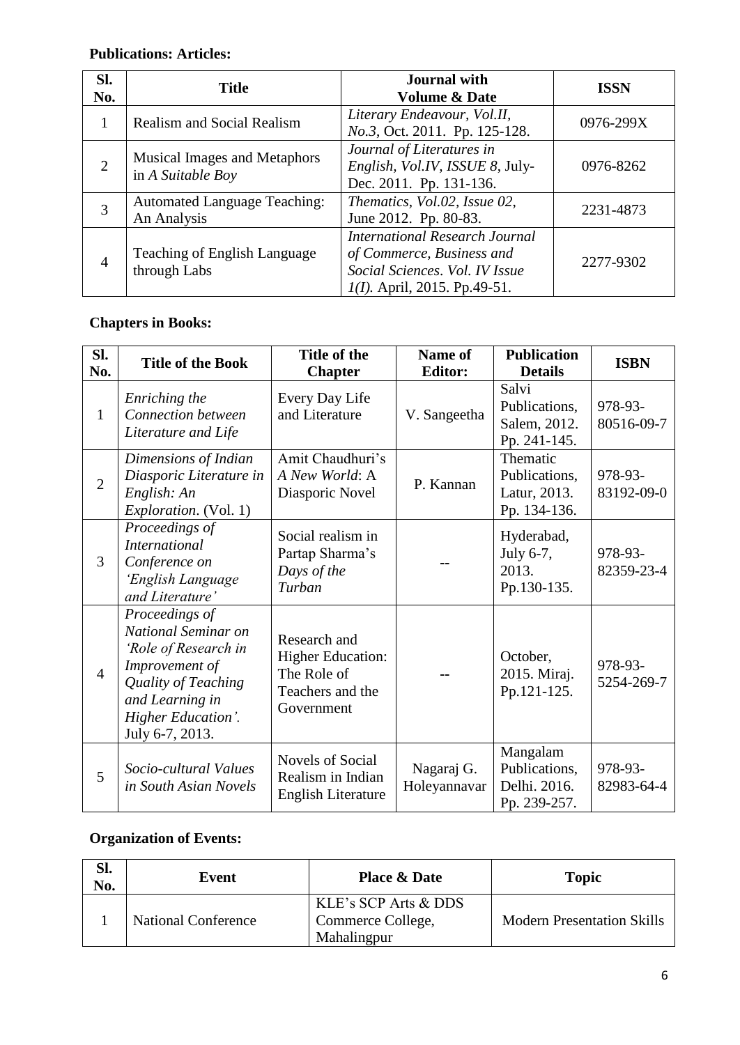**Publications: Articles:**

| Sl. No. | Title | Journal with Volume & Date | ISSN |
|---|---|---|---|
| 1 | Realism and Social Realism | *Literary Endeavour, Vol.II, No.3*, Oct. 2011. Pp. 125-128. | 0976-299X |
| 2 | Musical Images and Metaphors in *A Suitable Boy* | *Journal of Literatures in English, Vol.IV, ISSUE 8*, July-Dec. 2011. Pp. 131-136. | 0976-8262 |
| 3 | Automated Language Teaching: An Analysis | *Thematics, Vol.02, Issue 02*, June 2012. Pp. 80-83. | 2231-4873 |
| 4 | Teaching of English Language through Labs | *International Research Journal of Commerce, Business and Social Sciences. Vol. IV Issue 1(I).* April, 2015. Pp.49-51. | 2277-9302 |

**Chapters in Books:**

| Sl. No. | Title of the Book | Title of the Chapter | Name of Editor: | Publication Details | ISBN |
|---|---|---|---|---|---|
| 1 | *Enriching the Connection between Literature and Life* | Every Day Life and Literature | V. Sangeetha | Salvi Publications, Salem, 2012. Pp. 241-145. | 978-93-80516-09-7 |
| 2 | *Dimensions of Indian Diasporic Literature in English: An Exploration*. (Vol. 1) | Amit Chaudhuri's *A New World*: A Diasporic Novel | P. Kannan | Thematic Publications, Latur, 2013. Pp. 134-136. | 978-93-83192-09-0 |
| 3 | *Proceedings of International Conference on 'English Language and Literature'* | Social realism in Partap Sharma's *Days of the Turban* | -- | Hyderabad, July 6-7, 2013. Pp.130-135. | 978-93-82359-23-4 |
| 4 | *Proceedings of National Seminar on 'Role of Research in Improvement of Quality of Teaching and Learning in Higher Education'.* July 6-7, 2013. | Research and Higher Education: The Role of Teachers and the Government | -- | October, 2015. Miraj. Pp.121-125. | 978-93-5254-269-7 |
| 5 | *Socio-cultural Values in South Asian Novels* | Novels of Social Realism in Indian English Literature | Nagaraj G. Holeyannavar | Mangalam Publications, Delhi. 2016. Pp. 239-257. | 978-93-82983-64-4 |

**Organization of Events:**

| Sl. No. | Event | Place & Date | Topic |
|---|---|---|---|
| 1 | National Conference | KLE's SCP Arts & DDS Commerce College, Mahalingpur | Modern Presentation Skills |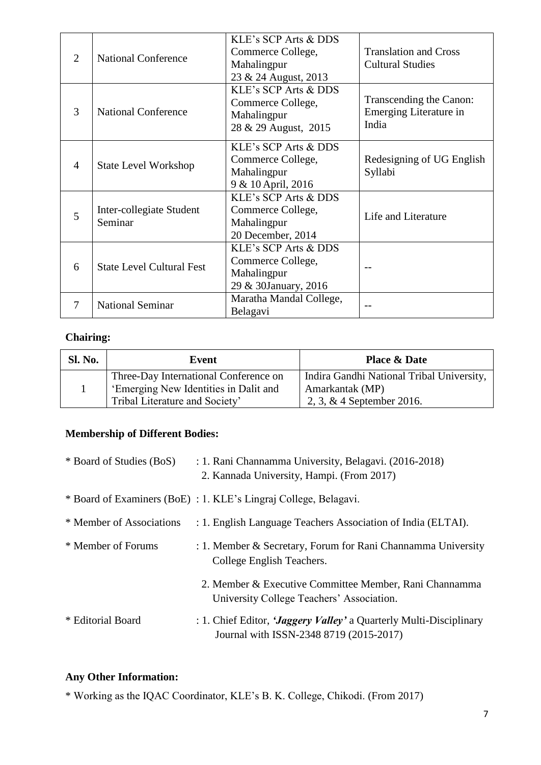| | | | |
|---|---|---|---|
| 2 | National Conference | KLE's SCP Arts & DDS Commerce College, Mahalingpur 23 & 24 August, 2013 | Translation and Cross Cultural Studies |
| 3 | National Conference | KLE's SCP Arts & DDS Commerce College, Mahalingpur 28 & 29 August, 2015 | Transcending the Canon: Emerging Literature in India |
| 4 | State Level Workshop | KLE's SCP Arts & DDS Commerce College, Mahalingpur 9 & 10 April, 2016 | Redesigning of UG English Syllabi |
| 5 | Inter-collegiate Student Seminar | KLE's SCP Arts & DDS Commerce College, Mahalingpur 20 December, 2014 | Life and Literature |
| 6 | State Level Cultural Fest | KLE's SCP Arts & DDS Commerce College, Mahalingpur 29 & 30January, 2016 | -- |
| 7 | National Seminar | Maratha Mandal College, Belagavi | -- |

**Chairing:**

| Sl. No. | Event | Place & Date |
|---|---|---|
| 1 | Three-Day International Conference on 'Emerging New Identities in Dalit and Tribal Literature and Society' | Indira Gandhi National Tribal University, Amarkantak (MP) 2, 3, & 4 September 2016. |

**Membership of Different Bodies:**

* Board of Studies (BoS) : 1. Rani Channamma University, Belagavi. (2016-2018)
  2. Kannada University, Hampi. (From 2017)

* Board of Examiners (BoE) : 1. KLE's Lingraj College, Belagavi.

* Member of Associations : 1. English Language Teachers Association of India (ELTAI).

* Member of Forums : 1. Member & Secretary, Forum for Rani Channamma University College English Teachers.
  2. Member & Executive Committee Member, Rani Channamma University College Teachers' Association.

* Editorial Board : 1. Chief Editor, ***'Jaggery Valley'*** a Quarterly Multi-Disciplinary Journal with ISSN-2348 8719 (2015-2017)

**Any Other Information:**

* Working as the IQAC Coordinator, KLE's B. K. College, Chikodi. (From 2017)